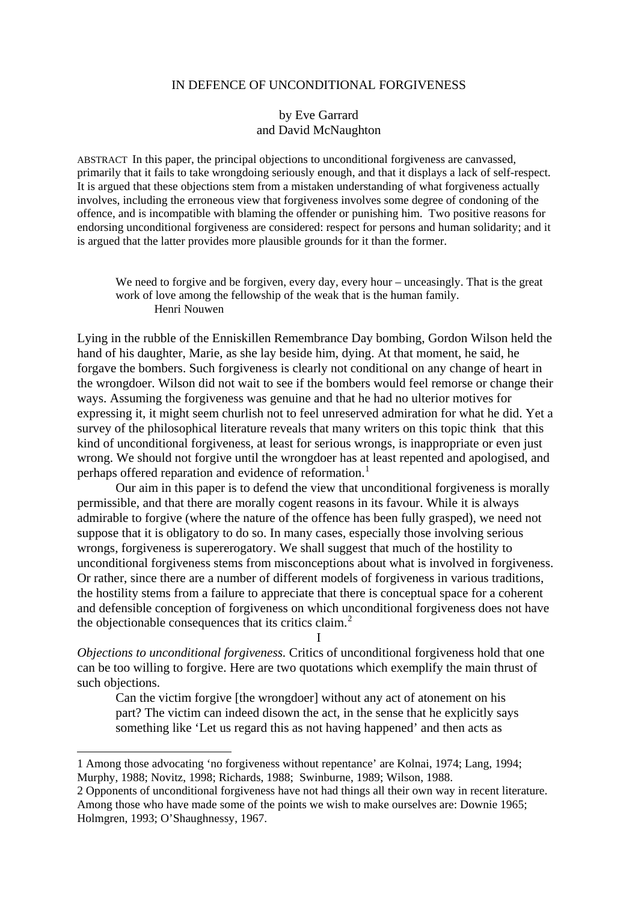# IN DEFENCE OF UNCONDITIONAL FORGIVENESS

by Eve Garrard
and David McNaughton

ABSTRACT In this paper, the principal objections to unconditional forgiveness are canvassed, primarily that it fails to take wrongdoing seriously enough, and that it displays a lack of self-respect. It is argued that these objections stem from a mistaken understanding of what forgiveness actually involves, including the erroneous view that forgiveness involves some degree of condoning of the offence, and is incompatible with blaming the offender or punishing him. Two positive reasons for endorsing unconditional forgiveness are considered: respect for persons and human solidarity; and it is argued that the latter provides more plausible grounds for it than the former.

> We need to forgive and be forgiven, every day, every hour – unceasingly. That is the great work of love among the fellowship of the weak that is the human family.
> Henri Nouwen

Lying in the rubble of the Enniskillen Remembrance Day bombing, Gordon Wilson held the hand of his daughter, Marie, as she lay beside him, dying. At that moment, he said, he forgave the bombers. Such forgiveness is clearly not conditional on any change of heart in the wrongdoer. Wilson did not wait to see if the bombers would feel remorse or change their ways. Assuming the forgiveness was genuine and that he had no ulterior motives for expressing it, it might seem churlish not to feel unreserved admiration for what he did. Yet a survey of the philosophical literature reveals that many writers on this topic think that this kind of unconditional forgiveness, at least for serious wrongs, is inappropriate or even just wrong. We should not forgive until the wrongdoer has at least repented and apologised, and perhaps offered reparation and evidence of reformation.[1]

Our aim in this paper is to defend the view that unconditional forgiveness is morally permissible, and that there are morally cogent reasons in its favour. While it is always admirable to forgive (where the nature of the offence has been fully grasped), we need not suppose that it is obligatory to do so. In many cases, especially those involving serious wrongs, forgiveness is supererogatory. We shall suggest that much of the hostility to unconditional forgiveness stems from misconceptions about what is involved in forgiveness. Or rather, since there are a number of different models of forgiveness in various traditions, the hostility stems from a failure to appreciate that there is conceptual space for a coherent and defensible conception of forgiveness on which unconditional forgiveness does not have the objectionable consequences that its critics claim.[2]

## I

*Objections to unconditional forgiveness.* Critics of unconditional forgiveness hold that one can be too willing to forgive. Here are two quotations which exemplify the main thrust of such objections.

> Can the victim forgive [the wrongdoer] without any act of atonement on his part? The victim can indeed disown the act, in the sense that he explicitly says something like 'Let us regard this as not having happened' and then acts as

---

1 Among those advocating 'no forgiveness without repentance' are Kolnai, 1974; Lang, 1994; Murphy, 1988; Novitz, 1998; Richards, 1988; Swinburne, 1989; Wilson, 1988.

2 Opponents of unconditional forgiveness have not had things all their own way in recent literature. Among those who have made some of the points we wish to make ourselves are: Downie 1965; Holmgren, 1993; O'Shaughnessy, 1967.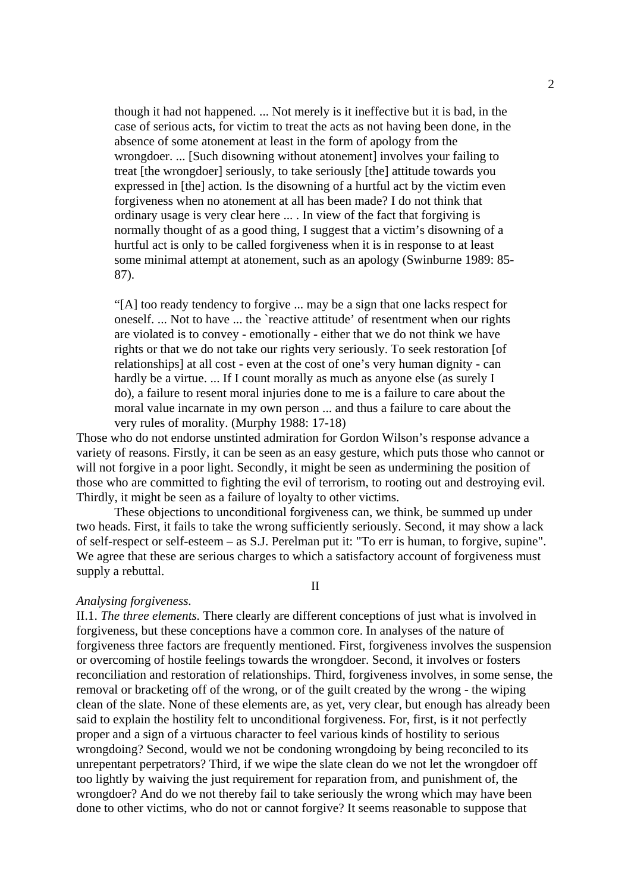> though it had not happened. ... Not merely is it ineffective but it is bad, in the case of serious acts, for victim to treat the acts as not having been done, in the absence of some atonement at least in the form of apology from the wrongdoer. ... [Such disowning without atonement] involves your failing to treat [the wrongdoer] seriously, to take seriously [the] attitude towards you expressed in [the] action. Is the disowning of a hurtful act by the victim even forgiveness when no atonement at all has been made? I do not think that ordinary usage is very clear here ... . In view of the fact that forgiving is normally thought of as a good thing, I suggest that a victim's disowning of a hurtful act is only to be called forgiveness when it is in response to at least some minimal attempt at atonement, such as an apology (Swinburne 1989: 85-87).

> "[A] too ready tendency to forgive ... may be a sign that one lacks respect for oneself. ... Not to have ... the `reactive attitude' of resentment when our rights are violated is to convey - emotionally - either that we do not think we have rights or that we do not take our rights very seriously. To seek restoration [of relationships] at all cost - even at the cost of one's very human dignity - can hardly be a virtue. ... If I count morally as much as anyone else (as surely I do), a failure to resent moral injuries done to me is a failure to care about the moral value incarnate in my own person ... and thus a failure to care about the very rules of morality. (Murphy 1988: 17-18)

Those who do not endorse unstinted admiration for Gordon Wilson's response advance a variety of reasons. Firstly, it can be seen as an easy gesture, which puts those who cannot or will not forgive in a poor light. Secondly, it might be seen as undermining the position of those who are committed to fighting the evil of terrorism, to rooting out and destroying evil. Thirdly, it might be seen as a failure of loyalty to other victims.

These objections to unconditional forgiveness can, we think, be summed up under two heads. First, it fails to take the wrong sufficiently seriously. Second, it may show a lack of self-respect or self-esteem – as S.J. Perelman put it: "To err is human, to forgive, supine". We agree that these are serious charges to which a satisfactory account of forgiveness must supply a rebuttal.

## II

*Analysing forgiveness.*

II.1. *The three elements.* There clearly are different conceptions of just what is involved in forgiveness, but these conceptions have a common core. In analyses of the nature of forgiveness three factors are frequently mentioned. First, forgiveness involves the suspension or overcoming of hostile feelings towards the wrongdoer. Second, it involves or fosters reconciliation and restoration of relationships. Third, forgiveness involves, in some sense, the removal or bracketing off of the wrong, or of the guilt created by the wrong - the wiping clean of the slate. None of these elements are, as yet, very clear, but enough has already been said to explain the hostility felt to unconditional forgiveness. For, first, is it not perfectly proper and a sign of a virtuous character to feel various kinds of hostility to serious wrongdoing? Second, would we not be condoning wrongdoing by being reconciled to its unrepentant perpetrators? Third, if we wipe the slate clean do we not let the wrongdoer off too lightly by waiving the just requirement for reparation from, and punishment of, the wrongdoer? And do we not thereby fail to take seriously the wrong which may have been done to other victims, who do not or cannot forgive? It seems reasonable to suppose that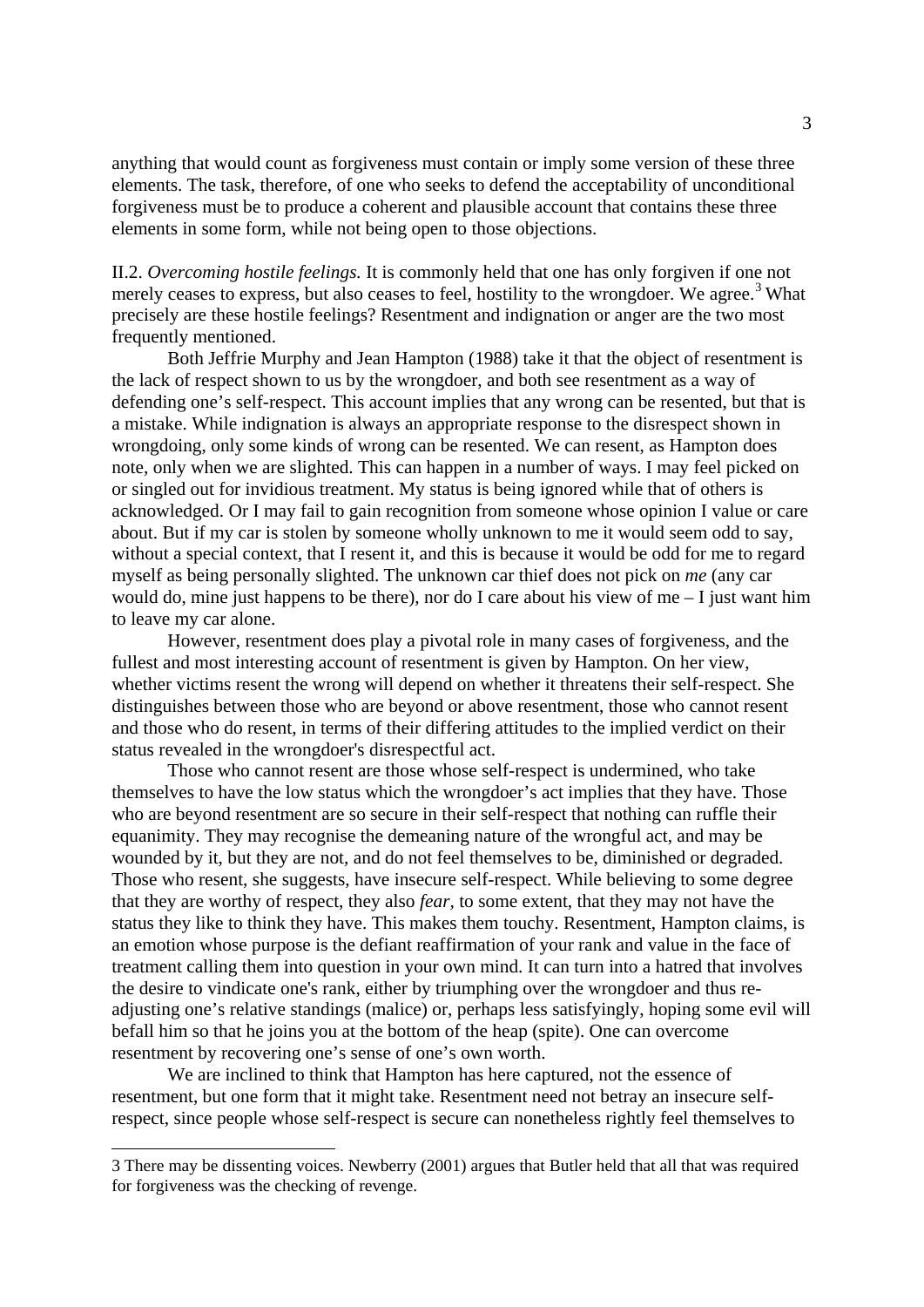anything that would count as forgiveness must contain or imply some version of these three elements. The task, therefore, of one who seeks to defend the acceptability of unconditional forgiveness must be to produce a coherent and plausible account that contains these three elements in some form, while not being open to those objections.

II.2. *Overcoming hostile feelings.* It is commonly held that one has only forgiven if one not merely ceases to express, but also ceases to feel, hostility to the wrongdoer. We agree.[3] What precisely are these hostile feelings? Resentment and indignation or anger are the two most frequently mentioned.

Both Jeffrie Murphy and Jean Hampton (1988) take it that the object of resentment is the lack of respect shown to us by the wrongdoer, and both see resentment as a way of defending one's self-respect. This account implies that any wrong can be resented, but that is a mistake. While indignation is always an appropriate response to the disrespect shown in wrongdoing, only some kinds of wrong can be resented. We can resent, as Hampton does note, only when we are slighted. This can happen in a number of ways. I may feel picked on or singled out for invidious treatment. My status is being ignored while that of others is acknowledged. Or I may fail to gain recognition from someone whose opinion I value or care about. But if my car is stolen by someone wholly unknown to me it would seem odd to say, without a special context, that I resent it, and this is because it would be odd for me to regard myself as being personally slighted. The unknown car thief does not pick on *me* (any car would do, mine just happens to be there), nor do I care about his view of me – I just want him to leave my car alone.

However, resentment does play a pivotal role in many cases of forgiveness, and the fullest and most interesting account of resentment is given by Hampton. On her view, whether victims resent the wrong will depend on whether it threatens their self-respect. She distinguishes between those who are beyond or above resentment, those who cannot resent and those who do resent, in terms of their differing attitudes to the implied verdict on their status revealed in the wrongdoer's disrespectful act.

Those who cannot resent are those whose self-respect is undermined, who take themselves to have the low status which the wrongdoer's act implies that they have. Those who are beyond resentment are so secure in their self-respect that nothing can ruffle their equanimity. They may recognise the demeaning nature of the wrongful act, and may be wounded by it, but they are not, and do not feel themselves to be, diminished or degraded. Those who resent, she suggests, have insecure self-respect. While believing to some degree that they are worthy of respect, they also *fear*, to some extent, that they may not have the status they like to think they have. This makes them touchy. Resentment, Hampton claims, is an emotion whose purpose is the defiant reaffirmation of your rank and value in the face of treatment calling them into question in your own mind. It can turn into a hatred that involves the desire to vindicate one's rank, either by triumphing over the wrongdoer and thus re-adjusting one's relative standings (malice) or, perhaps less satisfyingly, hoping some evil will befall him so that he joins you at the bottom of the heap (spite). One can overcome resentment by recovering one's sense of one's own worth.

We are inclined to think that Hampton has here captured, not the essence of resentment, but one form that it might take. Resentment need not betray an insecure self-respect, since people whose self-respect is secure can nonetheless rightly feel themselves to

[3] There may be dissenting voices. Newberry (2001) argues that Butler held that all that was required for forgiveness was the checking of revenge.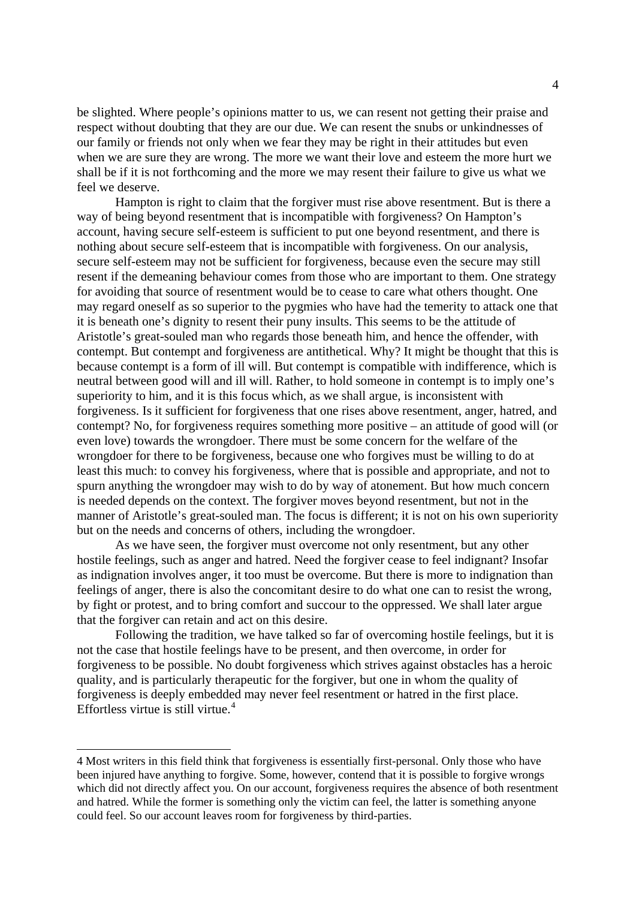be slighted. Where people's opinions matter to us, we can resent not getting their praise and respect without doubting that they are our due. We can resent the snubs or unkindnesses of our family or friends not only when we fear they may be right in their attitudes but even when we are sure they are wrong. The more we want their love and esteem the more hurt we shall be if it is not forthcoming and the more we may resent their failure to give us what we feel we deserve.

Hampton is right to claim that the forgiver must rise above resentment. But is there a way of being beyond resentment that is incompatible with forgiveness? On Hampton's account, having secure self-esteem is sufficient to put one beyond resentment, and there is nothing about secure self-esteem that is incompatible with forgiveness. On our analysis, secure self-esteem may not be sufficient for forgiveness, because even the secure may still resent if the demeaning behaviour comes from those who are important to them. One strategy for avoiding that source of resentment would be to cease to care what others thought. One may regard oneself as so superior to the pygmies who have had the temerity to attack one that it is beneath one's dignity to resent their puny insults. This seems to be the attitude of Aristotle's great-souled man who regards those beneath him, and hence the offender, with contempt. But contempt and forgiveness are antithetical. Why? It might be thought that this is because contempt is a form of ill will. But contempt is compatible with indifference, which is neutral between good will and ill will. Rather, to hold someone in contempt is to imply one's superiority to him, and it is this focus which, as we shall argue, is inconsistent with forgiveness. Is it sufficient for forgiveness that one rises above resentment, anger, hatred, and contempt? No, for forgiveness requires something more positive – an attitude of good will (or even love) towards the wrongdoer. There must be some concern for the welfare of the wrongdoer for there to be forgiveness, because one who forgives must be willing to do at least this much: to convey his forgiveness, where that is possible and appropriate, and not to spurn anything the wrongdoer may wish to do by way of atonement. But how much concern is needed depends on the context. The forgiver moves beyond resentment, but not in the manner of Aristotle's great-souled man. The focus is different; it is not on his own superiority but on the needs and concerns of others, including the wrongdoer.

As we have seen, the forgiver must overcome not only resentment, but any other hostile feelings, such as anger and hatred. Need the forgiver cease to feel indignant? Insofar as indignation involves anger, it too must be overcome. But there is more to indignation than feelings of anger, there is also the concomitant desire to do what one can to resist the wrong, by fight or protest, and to bring comfort and succour to the oppressed. We shall later argue that the forgiver can retain and act on this desire.

Following the tradition, we have talked so far of overcoming hostile feelings, but it is not the case that hostile feelings have to be present, and then overcome, in order for forgiveness to be possible. No doubt forgiveness which strives against obstacles has a heroic quality, and is particularly therapeutic for the forgiver, but one in whom the quality of forgiveness is deeply embedded may never feel resentment or hatred in the first place. Effortless virtue is still virtue.[4]

---

4 Most writers in this field think that forgiveness is essentially first-personal. Only those who have been injured have anything to forgive. Some, however, contend that it is possible to forgive wrongs which did not directly affect you. On our account, forgiveness requires the absence of both resentment and hatred. While the former is something only the victim can feel, the latter is something anyone could feel. So our account leaves room for forgiveness by third-parties.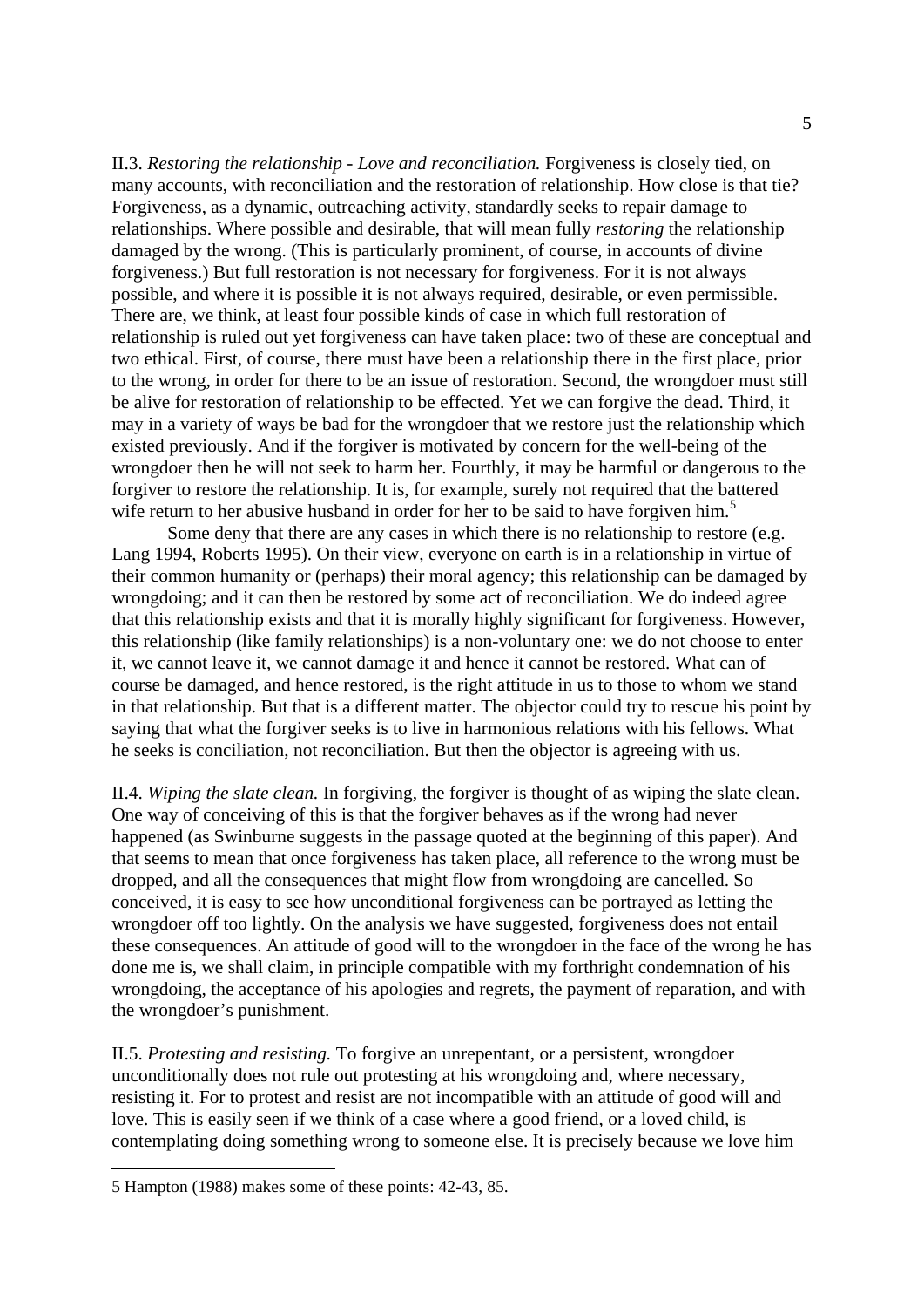II.3. *Restoring the relationship - Love and reconciliation.* Forgiveness is closely tied, on many accounts, with reconciliation and the restoration of relationship. How close is that tie? Forgiveness, as a dynamic, outreaching activity, standardly seeks to repair damage to relationships. Where possible and desirable, that will mean fully *restoring* the relationship damaged by the wrong. (This is particularly prominent, of course, in accounts of divine forgiveness.) But full restoration is not necessary for forgiveness. For it is not always possible, and where it is possible it is not always required, desirable, or even permissible. There are, we think, at least four possible kinds of case in which full restoration of relationship is ruled out yet forgiveness can have taken place: two of these are conceptual and two ethical. First, of course, there must have been a relationship there in the first place, prior to the wrong, in order for there to be an issue of restoration. Second, the wrongdoer must still be alive for restoration of relationship to be effected. Yet we can forgive the dead. Third, it may in a variety of ways be bad for the wrongdoer that we restore just the relationship which existed previously. And if the forgiver is motivated by concern for the well-being of the wrongdoer then he will not seek to harm her. Fourthly, it may be harmful or dangerous to the forgiver to restore the relationship. It is, for example, surely not required that the battered wife return to her abusive husband in order for her to be said to have forgiven him.[5]

Some deny that there are any cases in which there is no relationship to restore (e.g. Lang 1994, Roberts 1995). On their view, everyone on earth is in a relationship in virtue of their common humanity or (perhaps) their moral agency; this relationship can be damaged by wrongdoing; and it can then be restored by some act of reconciliation. We do indeed agree that this relationship exists and that it is morally highly significant for forgiveness. However, this relationship (like family relationships) is a non-voluntary one: we do not choose to enter it, we cannot leave it, we cannot damage it and hence it cannot be restored. What can of course be damaged, and hence restored, is the right attitude in us to those to whom we stand in that relationship. But that is a different matter. The objector could try to rescue his point by saying that what the forgiver seeks is to live in harmonious relations with his fellows. What he seeks is conciliation, not reconciliation. But then the objector is agreeing with us.

II.4. *Wiping the slate clean.* In forgiving, the forgiver is thought of as wiping the slate clean. One way of conceiving of this is that the forgiver behaves as if the wrong had never happened (as Swinburne suggests in the passage quoted at the beginning of this paper). And that seems to mean that once forgiveness has taken place, all reference to the wrong must be dropped, and all the consequences that might flow from wrongdoing are cancelled. So conceived, it is easy to see how unconditional forgiveness can be portrayed as letting the wrongdoer off too lightly. On the analysis we have suggested, forgiveness does not entail these consequences. An attitude of good will to the wrongdoer in the face of the wrong he has done me is, we shall claim, in principle compatible with my forthright condemnation of his wrongdoing, the acceptance of his apologies and regrets, the payment of reparation, and with the wrongdoer's punishment.

II.5. *Protesting and resisting.* To forgive an unrepentant, or a persistent, wrongdoer unconditionally does not rule out protesting at his wrongdoing and, where necessary, resisting it. For to protest and resist are not incompatible with an attitude of good will and love. This is easily seen if we think of a case where a good friend, or a loved child, is contemplating doing something wrong to someone else. It is precisely because we love him

---

5 Hampton (1988) makes some of these points: 42-43, 85.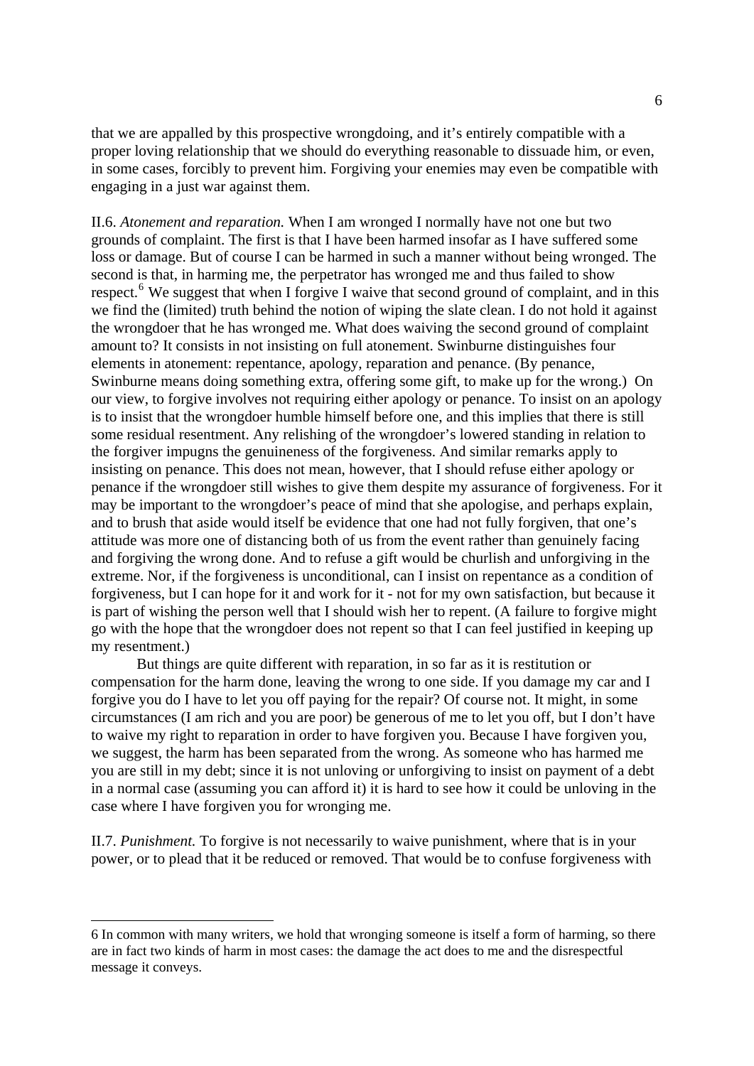that we are appalled by this prospective wrongdoing, and it's entirely compatible with a proper loving relationship that we should do everything reasonable to dissuade him, or even, in some cases, forcibly to prevent him. Forgiving your enemies may even be compatible with engaging in a just war against them.

II.6. *Atonement and reparation.* When I am wronged I normally have not one but two grounds of complaint. The first is that I have been harmed insofar as I have suffered some loss or damage. But of course I can be harmed in such a manner without being wronged. The second is that, in harming me, the perpetrator has wronged me and thus failed to show respect.[6] We suggest that when I forgive I waive that second ground of complaint, and in this we find the (limited) truth behind the notion of wiping the slate clean. I do not hold it against the wrongdoer that he has wronged me. What does waiving the second ground of complaint amount to? It consists in not insisting on full atonement. Swinburne distinguishes four elements in atonement: repentance, apology, reparation and penance. (By penance, Swinburne means doing something extra, offering some gift, to make up for the wrong.) On our view, to forgive involves not requiring either apology or penance. To insist on an apology is to insist that the wrongdoer humble himself before one, and this implies that there is still some residual resentment. Any relishing of the wrongdoer's lowered standing in relation to the forgiver impugns the genuineness of the forgiveness. And similar remarks apply to insisting on penance. This does not mean, however, that I should refuse either apology or penance if the wrongdoer still wishes to give them despite my assurance of forgiveness. For it may be important to the wrongdoer's peace of mind that she apologise, and perhaps explain, and to brush that aside would itself be evidence that one had not fully forgiven, that one's attitude was more one of distancing both of us from the event rather than genuinely facing and forgiving the wrong done. And to refuse a gift would be churlish and unforgiving in the extreme. Nor, if the forgiveness is unconditional, can I insist on repentance as a condition of forgiveness, but I can hope for it and work for it - not for my own satisfaction, but because it is part of wishing the person well that I should wish her to repent. (A failure to forgive might go with the hope that the wrongdoer does not repent so that I can feel justified in keeping up my resentment.)

But things are quite different with reparation, in so far as it is restitution or compensation for the harm done, leaving the wrong to one side. If you damage my car and I forgive you do I have to let you off paying for the repair? Of course not. It might, in some circumstances (I am rich and you are poor) be generous of me to let you off, but I don't have to waive my right to reparation in order to have forgiven you. Because I have forgiven you, we suggest, the harm has been separated from the wrong. As someone who has harmed me you are still in my debt; since it is not unloving or unforgiving to insist on payment of a debt in a normal case (assuming you can afford it) it is hard to see how it could be unloving in the case where I have forgiven you for wronging me.

II.7. *Punishment.* To forgive is not necessarily to waive punishment, where that is in your power, or to plead that it be reduced or removed. That would be to confuse forgiveness with

6 In common with many writers, we hold that wronging someone is itself a form of harming, so there are in fact two kinds of harm in most cases: the damage the act does to me and the disrespectful message it conveys.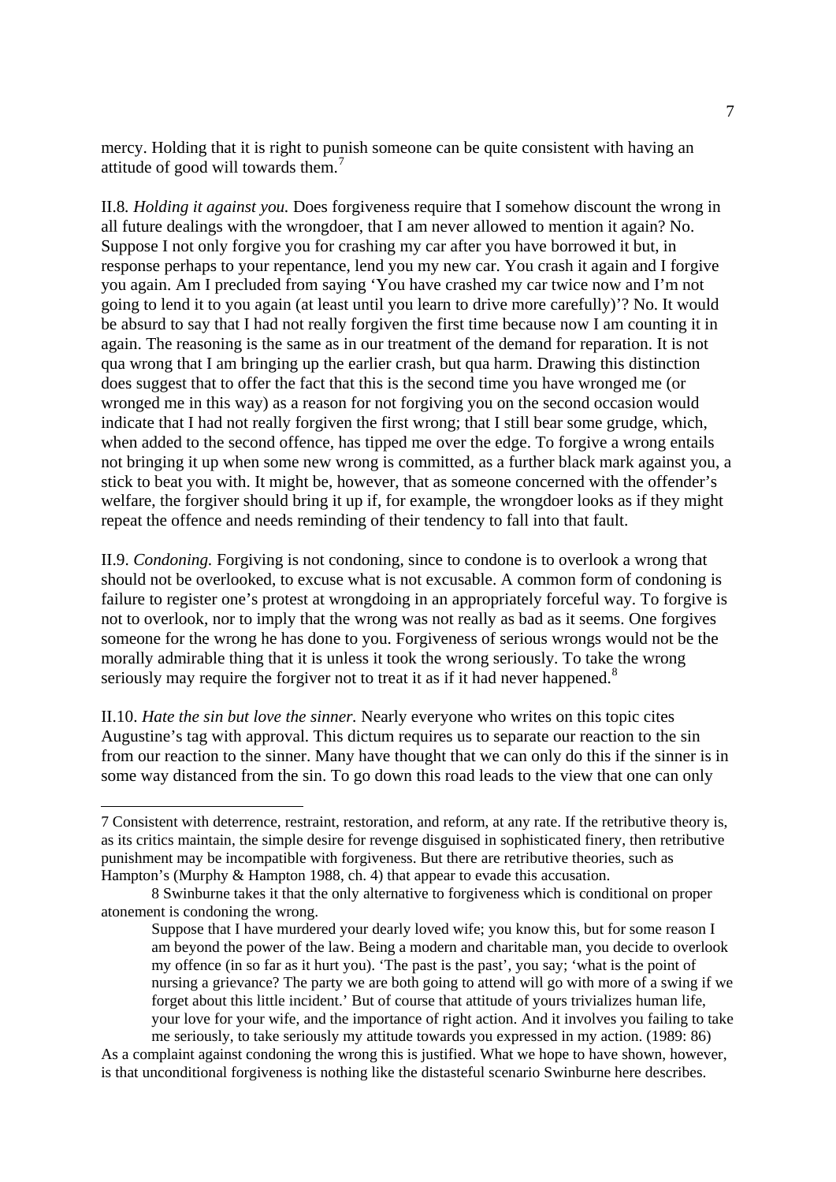mercy. Holding that it is right to punish someone can be quite consistent with having an attitude of good will towards them.[7]

II.8. *Holding it against you.* Does forgiveness require that I somehow discount the wrong in all future dealings with the wrongdoer, that I am never allowed to mention it again? No. Suppose I not only forgive you for crashing my car after you have borrowed it but, in response perhaps to your repentance, lend you my new car. You crash it again and I forgive you again. Am I precluded from saying 'You have crashed my car twice now and I'm not going to lend it to you again (at least until you learn to drive more carefully)'? No. It would be absurd to say that I had not really forgiven the first time because now I am counting it in again. The reasoning is the same as in our treatment of the demand for reparation. It is not qua wrong that I am bringing up the earlier crash, but qua harm. Drawing this distinction does suggest that to offer the fact that this is the second time you have wronged me (or wronged me in this way) as a reason for not forgiving you on the second occasion would indicate that I had not really forgiven the first wrong; that I still bear some grudge, which, when added to the second offence, has tipped me over the edge. To forgive a wrong entails not bringing it up when some new wrong is committed, as a further black mark against you, a stick to beat you with. It might be, however, that as someone concerned with the offender's welfare, the forgiver should bring it up if, for example, the wrongdoer looks as if they might repeat the offence and needs reminding of their tendency to fall into that fault.

II.9. *Condoning.* Forgiving is not condoning, since to condone is to overlook a wrong that should not be overlooked, to excuse what is not excusable. A common form of condoning is failure to register one's protest at wrongdoing in an appropriately forceful way. To forgive is not to overlook, nor to imply that the wrong was not really as bad as it seems. One forgives someone for the wrong he has done to you. Forgiveness of serious wrongs would not be the morally admirable thing that it is unless it took the wrong seriously. To take the wrong seriously may require the forgiver not to treat it as if it had never happened.[8]

II.10. *Hate the sin but love the sinner.* Nearly everyone who writes on this topic cites Augustine's tag with approval. This dictum requires us to separate our reaction to the sin from our reaction to the sinner. Many have thought that we can only do this if the sinner is in some way distanced from the sin. To go down this road leads to the view that one can only

---

7 Consistent with deterrence, restraint, restoration, and reform, at any rate. If the retributive theory is, as its critics maintain, the simple desire for revenge disguised in sophisticated finery, then retributive punishment may be incompatible with forgiveness. But there are retributive theories, such as Hampton's (Murphy & Hampton 1988, ch. 4) that appear to evade this accusation.

8 Swinburne takes it that the only alternative to forgiveness which is conditional on proper atonement is condoning the wrong.

> Suppose that I have murdered your dearly loved wife; you know this, but for some reason I am beyond the power of the law. Being a modern and charitable man, you decide to overlook my offence (in so far as it hurt you). 'The past is the past', you say; 'what is the point of nursing a grievance? The party we are both going to attend will go with more of a swing if we forget about this little incident.' But of course that attitude of yours trivializes human life, your love for your wife, and the importance of right action. And it involves you failing to take me seriously, to take seriously my attitude towards you expressed in my action. (1989: 86)

As a complaint against condoning the wrong this is justified. What we hope to have shown, however, is that unconditional forgiveness is nothing like the distasteful scenario Swinburne here describes.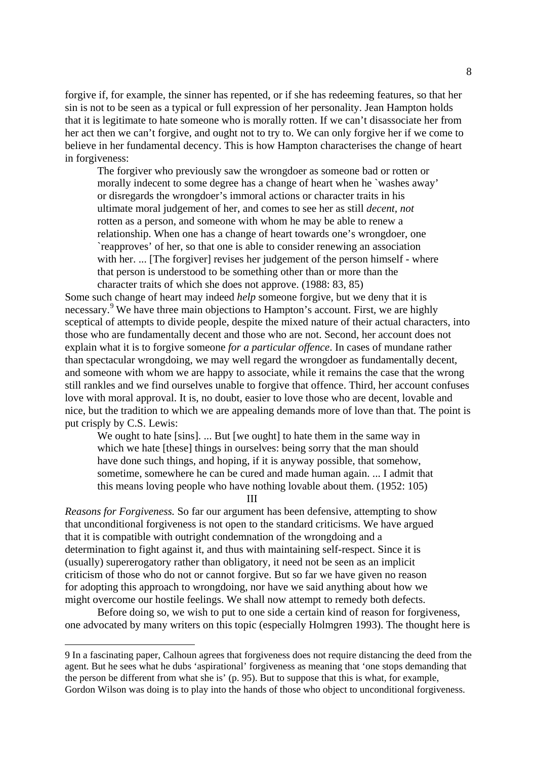forgive if, for example, the sinner has repented, or if she has redeeming features, so that her sin is not to be seen as a typical or full expression of her personality. Jean Hampton holds that it is legitimate to hate someone who is morally rotten. If we can't disassociate her from her act then we can't forgive, and ought not to try to. We can only forgive her if we come to believe in her fundamental decency. This is how Hampton characterises the change of heart in forgiveness:

> The forgiver who previously saw the wrongdoer as someone bad or rotten or morally indecent to some degree has a change of heart when he `washes away' or disregards the wrongdoer's immoral actions or character traits in his ultimate moral judgement of her, and comes to see her as still *decent, not* rotten as a person, and someone with whom he may be able to renew a relationship. When one has a change of heart towards one's wrongdoer, one `reapproves' of her, so that one is able to consider renewing an association with her. ... [The forgiver] revises her judgement of the person himself - where that person is understood to be something other than or more than the character traits of which she does not approve. (1988: 83, 85)

Some such change of heart may indeed *help* someone forgive, but we deny that it is necessary.[9] We have three main objections to Hampton's account. First, we are highly sceptical of attempts to divide people, despite the mixed nature of their actual characters, into those who are fundamentally decent and those who are not. Second, her account does not explain what it is to forgive someone *for a particular offence*. In cases of mundane rather than spectacular wrongdoing, we may well regard the wrongdoer as fundamentally decent, and someone with whom we are happy to associate, while it remains the case that the wrong still rankles and we find ourselves unable to forgive that offence. Third, her account confuses love with moral approval. It is, no doubt, easier to love those who are decent, lovable and nice, but the tradition to which we are appealing demands more of love than that. The point is put crisply by C.S. Lewis:

> We ought to hate [sins]. ... But [we ought] to hate them in the same way in which we hate [these] things in ourselves: being sorry that the man should have done such things, and hoping, if it is anyway possible, that somehow, sometime, somewhere he can be cured and made human again. ... I admit that this means loving people who have nothing lovable about them. (1952: 105)

III

*Reasons for Forgiveness.* So far our argument has been defensive, attempting to show that unconditional forgiveness is not open to the standard criticisms. We have argued that it is compatible with outright condemnation of the wrongdoing and a determination to fight against it, and thus with maintaining self-respect. Since it is (usually) supererogatory rather than obligatory, it need not be seen as an implicit criticism of those who do not or cannot forgive. But so far we have given no reason for adopting this approach to wrongdoing, nor have we said anything about how we might overcome our hostile feelings. We shall now attempt to remedy both defects.

Before doing so, we wish to put to one side a certain kind of reason for forgiveness, one advocated by many writers on this topic (especially Holmgren 1993). The thought here is

---

9 In a fascinating paper, Calhoun agrees that forgiveness does not require distancing the deed from the agent. But he sees what he dubs 'aspirational' forgiveness as meaning that 'one stops demanding that the person be different from what she is' (p. 95). But to suppose that this is what, for example, Gordon Wilson was doing is to play into the hands of those who object to unconditional forgiveness.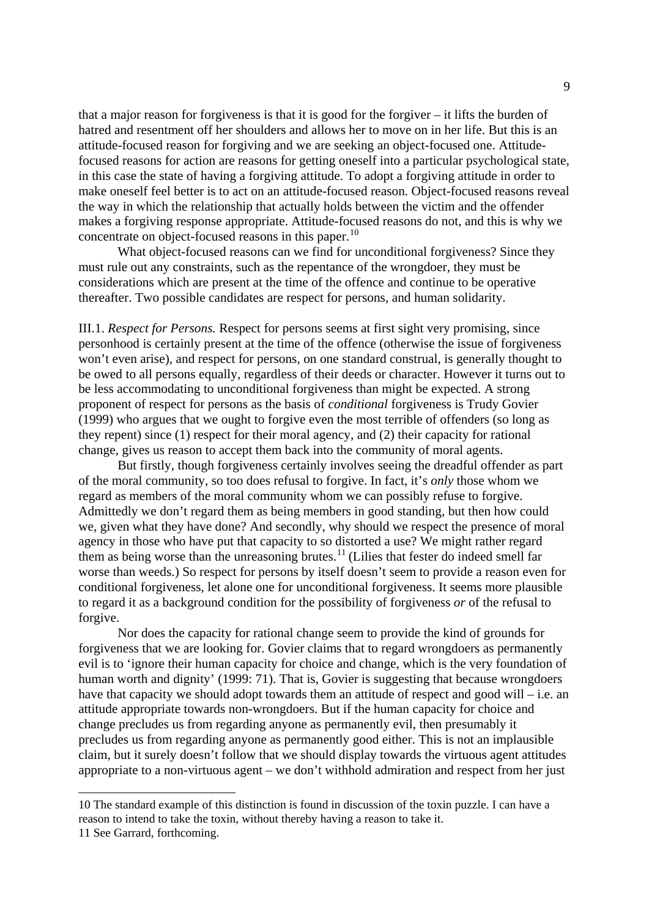that a major reason for forgiveness is that it is good for the forgiver – it lifts the burden of hatred and resentment off her shoulders and allows her to move on in her life. But this is an attitude-focused reason for forgiving and we are seeking an object-focused one. Attitude-focused reasons for action are reasons for getting oneself into a particular psychological state, in this case the state of having a forgiving attitude. To adopt a forgiving attitude in order to make oneself feel better is to act on an attitude-focused reason. Object-focused reasons reveal the way in which the relationship that actually holds between the victim and the offender makes a forgiving response appropriate. Attitude-focused reasons do not, and this is why we concentrate on object-focused reasons in this paper.[10]

What object-focused reasons can we find for unconditional forgiveness? Since they must rule out any constraints, such as the repentance of the wrongdoer, they must be considerations which are present at the time of the offence and continue to be operative thereafter. Two possible candidates are respect for persons, and human solidarity.

III.1. *Respect for Persons.* Respect for persons seems at first sight very promising, since personhood is certainly present at the time of the offence (otherwise the issue of forgiveness won't even arise), and respect for persons, on one standard construal, is generally thought to be owed to all persons equally, regardless of their deeds or character. However it turns out to be less accommodating to unconditional forgiveness than might be expected. A strong proponent of respect for persons as the basis of *conditional* forgiveness is Trudy Govier (1999) who argues that we ought to forgive even the most terrible of offenders (so long as they repent) since (1) respect for their moral agency, and (2) their capacity for rational change, gives us reason to accept them back into the community of moral agents.

But firstly, though forgiveness certainly involves seeing the dreadful offender as part of the moral community, so too does refusal to forgive. In fact, it's *only* those whom we regard as members of the moral community whom we can possibly refuse to forgive. Admittedly we don't regard them as being members in good standing, but then how could we, given what they have done? And secondly, why should we respect the presence of moral agency in those who have put that capacity to so distorted a use? We might rather regard them as being worse than the unreasoning brutes.[11] (Lilies that fester do indeed smell far worse than weeds.) So respect for persons by itself doesn't seem to provide a reason even for conditional forgiveness, let alone one for unconditional forgiveness. It seems more plausible to regard it as a background condition for the possibility of forgiveness *or* of the refusal to forgive.

Nor does the capacity for rational change seem to provide the kind of grounds for forgiveness that we are looking for. Govier claims that to regard wrongdoers as permanently evil is to 'ignore their human capacity for choice and change, which is the very foundation of human worth and dignity' (1999: 71). That is, Govier is suggesting that because wrongdoers have that capacity we should adopt towards them an attitude of respect and good will – i.e. an attitude appropriate towards non-wrongdoers. But if the human capacity for choice and change precludes us from regarding anyone as permanently evil, then presumably it precludes us from regarding anyone as permanently good either. This is not an implausible claim, but it surely doesn't follow that we should display towards the virtuous agent attitudes appropriate to a non-virtuous agent – we don't withhold admiration and respect from her just

---

10 The standard example of this distinction is found in discussion of the toxin puzzle. I can have a reason to intend to take the toxin, without thereby having a reason to take it.

11 See Garrard, forthcoming.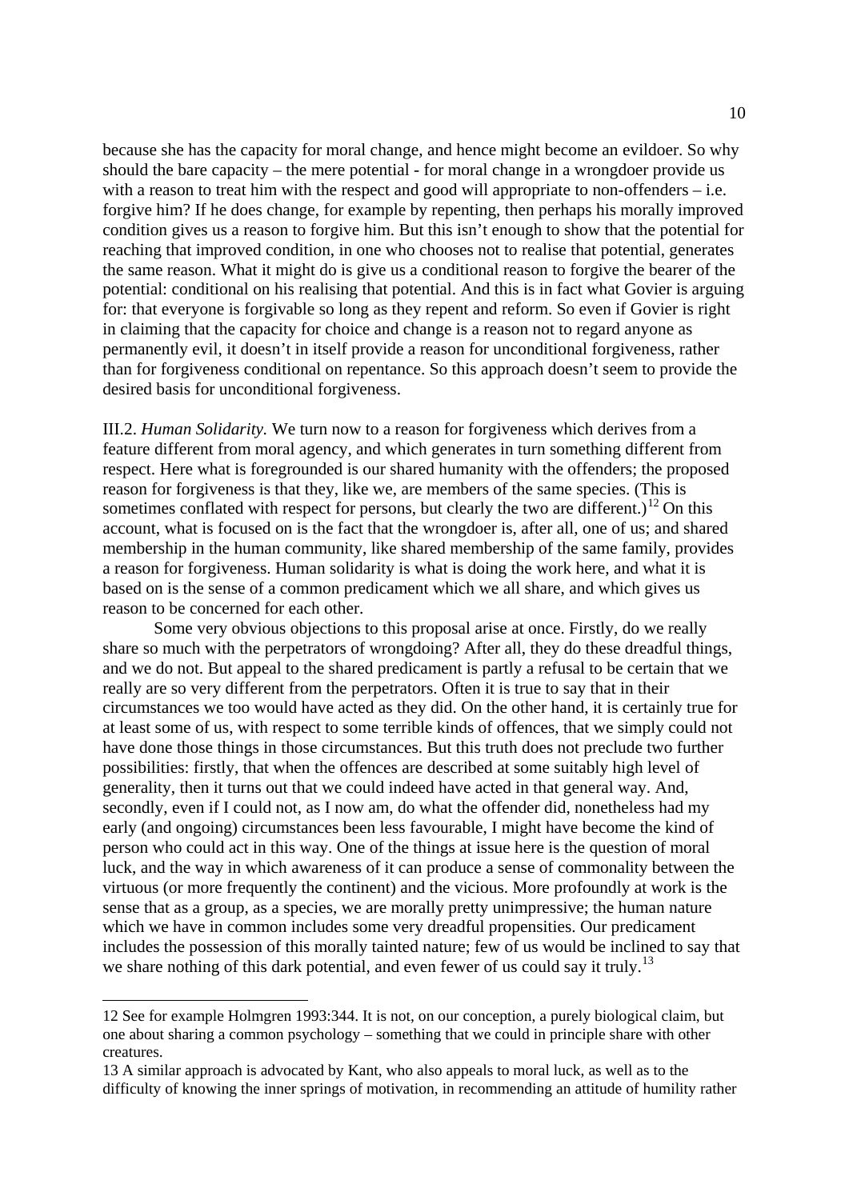because she has the capacity for moral change, and hence might become an evildoer. So why should the bare capacity – the mere potential - for moral change in a wrongdoer provide us with a reason to treat him with the respect and good will appropriate to non-offenders – i.e. forgive him? If he does change, for example by repenting, then perhaps his morally improved condition gives us a reason to forgive him. But this isn't enough to show that the potential for reaching that improved condition, in one who chooses not to realise that potential, generates the same reason. What it might do is give us a conditional reason to forgive the bearer of the potential: conditional on his realising that potential. And this is in fact what Govier is arguing for: that everyone is forgivable so long as they repent and reform. So even if Govier is right in claiming that the capacity for choice and change is a reason not to regard anyone as permanently evil, it doesn't in itself provide a reason for unconditional forgiveness, rather than for forgiveness conditional on repentance. So this approach doesn't seem to provide the desired basis for unconditional forgiveness.

III.2. *Human Solidarity.* We turn now to a reason for forgiveness which derives from a feature different from moral agency, and which generates in turn something different from respect. Here what is foregrounded is our shared humanity with the offenders; the proposed reason for forgiveness is that they, like we, are members of the same species. (This is sometimes conflated with respect for persons, but clearly the two are different.)[12] On this account, what is focused on is the fact that the wrongdoer is, after all, one of us; and shared membership in the human community, like shared membership of the same family, provides a reason for forgiveness. Human solidarity is what is doing the work here, and what it is based on is the sense of a common predicament which we all share, and which gives us reason to be concerned for each other.

Some very obvious objections to this proposal arise at once. Firstly, do we really share so much with the perpetrators of wrongdoing? After all, they do these dreadful things, and we do not. But appeal to the shared predicament is partly a refusal to be certain that we really are so very different from the perpetrators. Often it is true to say that in their circumstances we too would have acted as they did. On the other hand, it is certainly true for at least some of us, with respect to some terrible kinds of offences, that we simply could not have done those things in those circumstances. But this truth does not preclude two further possibilities: firstly, that when the offences are described at some suitably high level of generality, then it turns out that we could indeed have acted in that general way. And, secondly, even if I could not, as I now am, do what the offender did, nonetheless had my early (and ongoing) circumstances been less favourable, I might have become the kind of person who could act in this way. One of the things at issue here is the question of moral luck, and the way in which awareness of it can produce a sense of commonality between the virtuous (or more frequently the continent) and the vicious. More profoundly at work is the sense that as a group, as a species, we are morally pretty unimpressive; the human nature which we have in common includes some very dreadful propensities. Our predicament includes the possession of this morally tainted nature; few of us would be inclined to say that we share nothing of this dark potential, and even fewer of us could say it truly.[13]

---

12 See for example Holmgren 1993:344. It is not, on our conception, a purely biological claim, but one about sharing a common psychology – something that we could in principle share with other creatures.

13 A similar approach is advocated by Kant, who also appeals to moral luck, as well as to the difficulty of knowing the inner springs of motivation, in recommending an attitude of humility rather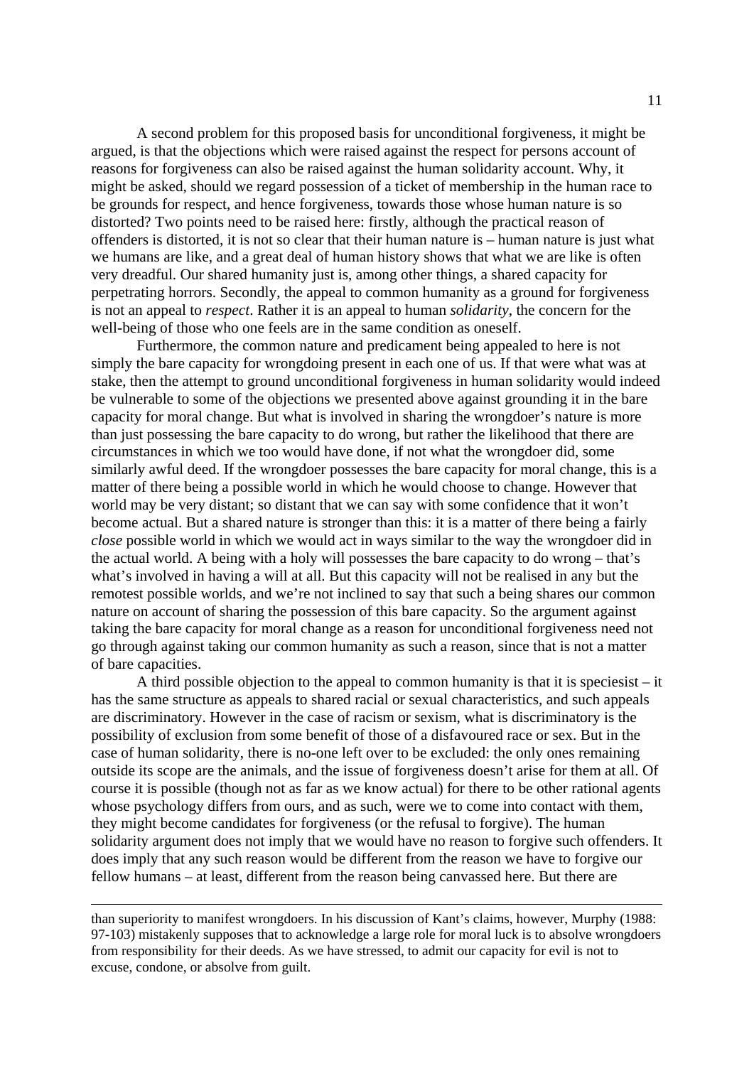A second problem for this proposed basis for unconditional forgiveness, it might be argued, is that the objections which were raised against the respect for persons account of reasons for forgiveness can also be raised against the human solidarity account. Why, it might be asked, should we regard possession of a ticket of membership in the human race to be grounds for respect, and hence forgiveness, towards those whose human nature is so distorted? Two points need to be raised here: firstly, although the practical reason of offenders is distorted, it is not so clear that their human nature is – human nature is just what we humans are like, and a great deal of human history shows that what we are like is often very dreadful. Our shared humanity just is, among other things, a shared capacity for perpetrating horrors. Secondly, the appeal to common humanity as a ground for forgiveness is not an appeal to *respect*. Rather it is an appeal to human *solidarity*, the concern for the well-being of those who one feels are in the same condition as oneself.

Furthermore, the common nature and predicament being appealed to here is not simply the bare capacity for wrongdoing present in each one of us. If that were what was at stake, then the attempt to ground unconditional forgiveness in human solidarity would indeed be vulnerable to some of the objections we presented above against grounding it in the bare capacity for moral change. But what is involved in sharing the wrongdoer's nature is more than just possessing the bare capacity to do wrong, but rather the likelihood that there are circumstances in which we too would have done, if not what the wrongdoer did, some similarly awful deed. If the wrongdoer possesses the bare capacity for moral change, this is a matter of there being a possible world in which he would choose to change. However that world may be very distant; so distant that we can say with some confidence that it won't become actual. But a shared nature is stronger than this: it is a matter of there being a fairly *close* possible world in which we would act in ways similar to the way the wrongdoer did in the actual world. A being with a holy will possesses the bare capacity to do wrong – that's what's involved in having a will at all. But this capacity will not be realised in any but the remotest possible worlds, and we're not inclined to say that such a being shares our common nature on account of sharing the possession of this bare capacity. So the argument against taking the bare capacity for moral change as a reason for unconditional forgiveness need not go through against taking our common humanity as such a reason, since that is not a matter of bare capacities.

A third possible objection to the appeal to common humanity is that it is speciesist – it has the same structure as appeals to shared racial or sexual characteristics, and such appeals are discriminatory. However in the case of racism or sexism, what is discriminatory is the possibility of exclusion from some benefit of those of a disfavoured race or sex. But in the case of human solidarity, there is no-one left over to be excluded: the only ones remaining outside its scope are the animals, and the issue of forgiveness doesn't arise for them at all. Of course it is possible (though not as far as we know actual) for there to be other rational agents whose psychology differs from ours, and as such, were we to come into contact with them, they might become candidates for forgiveness (or the refusal to forgive). The human solidarity argument does not imply that we would have no reason to forgive such offenders. It does imply that any such reason would be different from the reason we have to forgive our fellow humans – at least, different from the reason being canvassed here. But there are

---

than superiority to manifest wrongdoers. In his discussion of Kant's claims, however, Murphy (1988: 97-103) mistakenly supposes that to acknowledge a large role for moral luck is to absolve wrongdoers from responsibility for their deeds. As we have stressed, to admit our capacity for evil is not to excuse, condone, or absolve from guilt.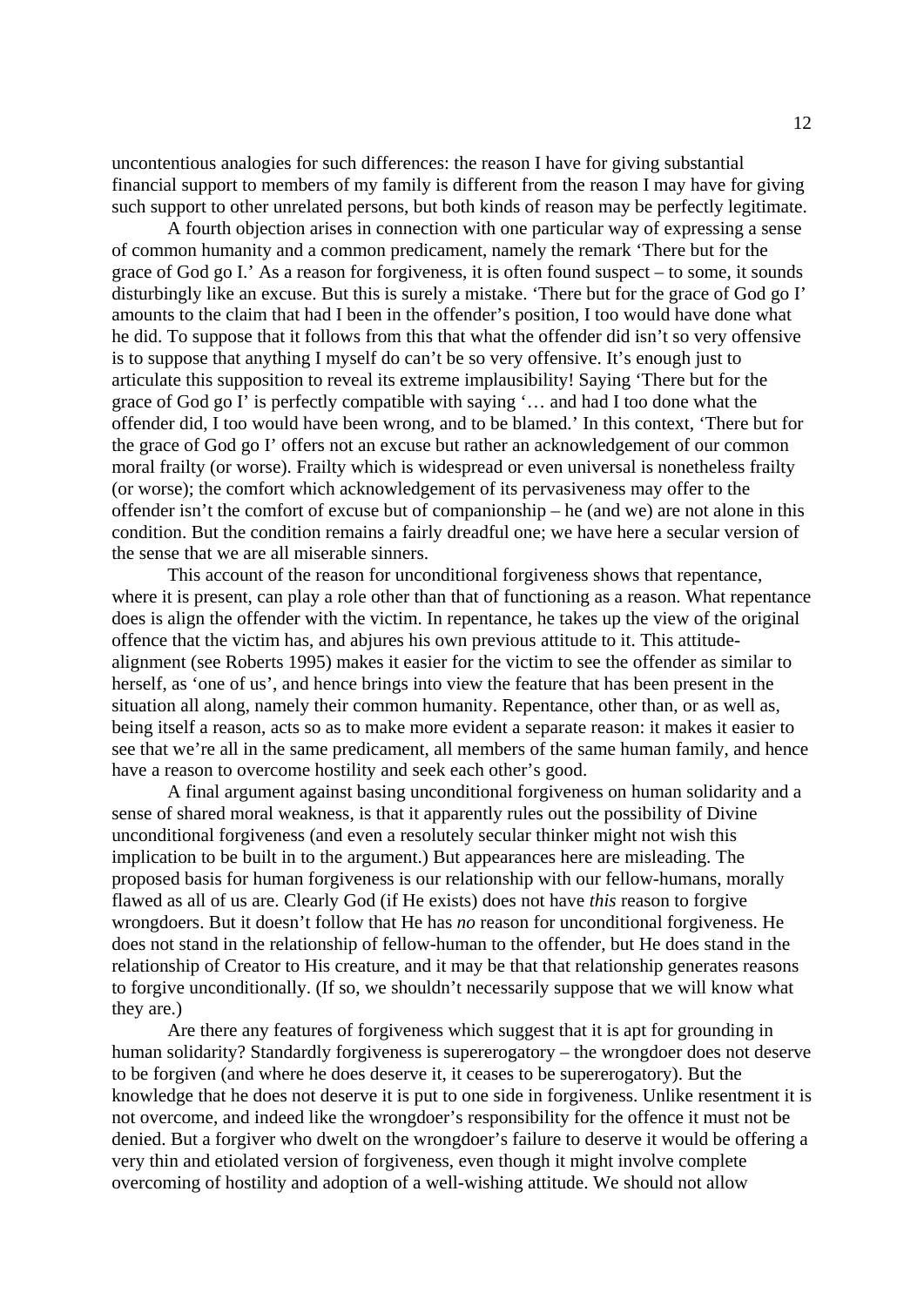uncontentious analogies for such differences: the reason I have for giving substantial financial support to members of my family is different from the reason I may have for giving such support to other unrelated persons, but both kinds of reason may be perfectly legitimate.

A fourth objection arises in connection with one particular way of expressing a sense of common humanity and a common predicament, namely the remark 'There but for the grace of God go I.' As a reason for forgiveness, it is often found suspect – to some, it sounds disturbingly like an excuse. But this is surely a mistake. 'There but for the grace of God go I' amounts to the claim that had I been in the offender's position, I too would have done what he did. To suppose that it follows from this that what the offender did isn't so very offensive is to suppose that anything I myself do can't be so very offensive. It's enough just to articulate this supposition to reveal its extreme implausibility! Saying 'There but for the grace of God go I' is perfectly compatible with saying '… and had I too done what the offender did, I too would have been wrong, and to be blamed.' In this context, 'There but for the grace of God go I' offers not an excuse but rather an acknowledgement of our common moral frailty (or worse). Frailty which is widespread or even universal is nonetheless frailty (or worse); the comfort which acknowledgement of its pervasiveness may offer to the offender isn't the comfort of excuse but of companionship – he (and we) are not alone in this condition. But the condition remains a fairly dreadful one; we have here a secular version of the sense that we are all miserable sinners.

This account of the reason for unconditional forgiveness shows that repentance, where it is present, can play a role other than that of functioning as a reason. What repentance does is align the offender with the victim. In repentance, he takes up the view of the original offence that the victim has, and abjures his own previous attitude to it. This attitude-alignment (see Roberts 1995) makes it easier for the victim to see the offender as similar to herself, as 'one of us', and hence brings into view the feature that has been present in the situation all along, namely their common humanity. Repentance, other than, or as well as, being itself a reason, acts so as to make more evident a separate reason: it makes it easier to see that we're all in the same predicament, all members of the same human family, and hence have a reason to overcome hostility and seek each other's good.

A final argument against basing unconditional forgiveness on human solidarity and a sense of shared moral weakness, is that it apparently rules out the possibility of Divine unconditional forgiveness (and even a resolutely secular thinker might not wish this implication to be built in to the argument.) But appearances here are misleading. The proposed basis for human forgiveness is our relationship with our fellow-humans, morally flawed as all of us are. Clearly God (if He exists) does not have *this* reason to forgive wrongdoers. But it doesn't follow that He has *no* reason for unconditional forgiveness. He does not stand in the relationship of fellow-human to the offender, but He does stand in the relationship of Creator to His creature, and it may be that that relationship generates reasons to forgive unconditionally. (If so, we shouldn't necessarily suppose that we will know what they are.)

Are there any features of forgiveness which suggest that it is apt for grounding in human solidarity? Standardly forgiveness is supererogatory – the wrongdoer does not deserve to be forgiven (and where he does deserve it, it ceases to be supererogatory). But the knowledge that he does not deserve it is put to one side in forgiveness. Unlike resentment it is not overcome, and indeed like the wrongdoer's responsibility for the offence it must not be denied. But a forgiver who dwelt on the wrongdoer's failure to deserve it would be offering a very thin and etiolated version of forgiveness, even though it might involve complete overcoming of hostility and adoption of a well-wishing attitude. We should not allow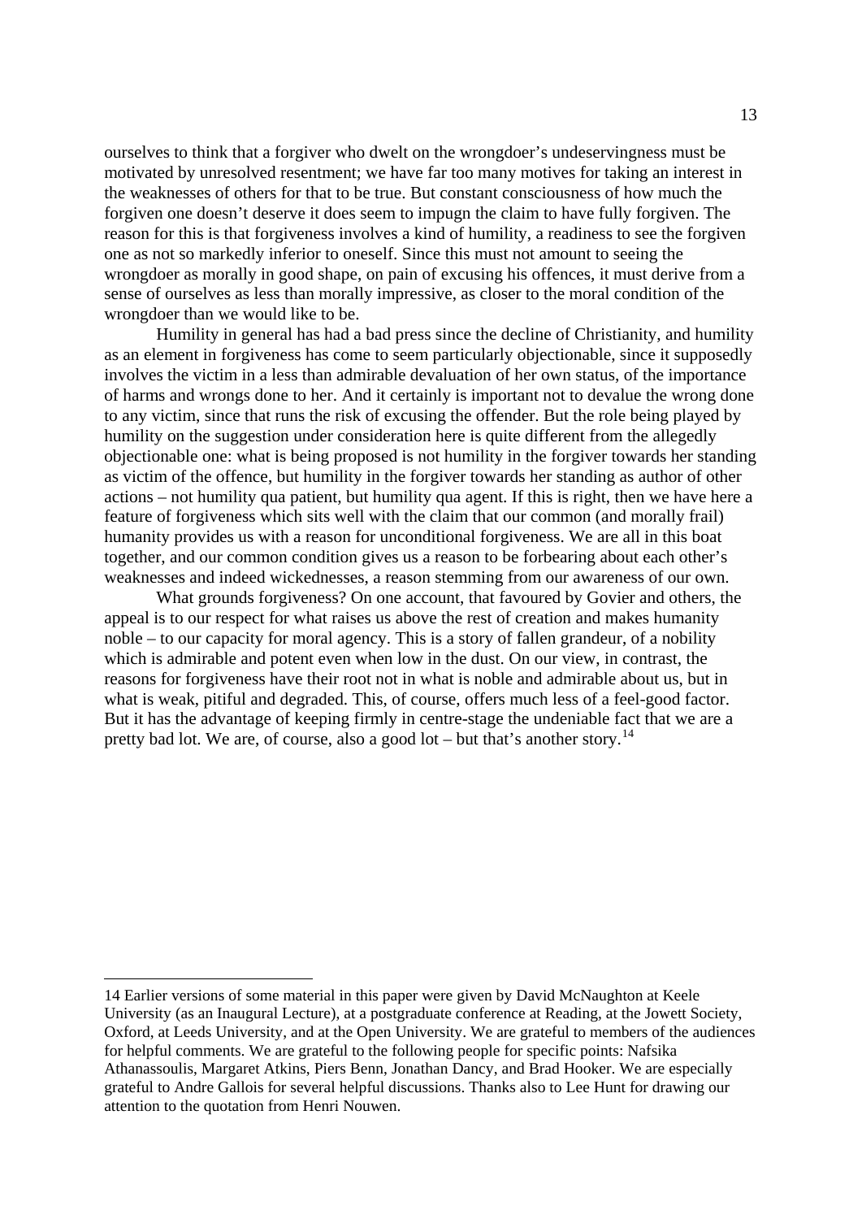ourselves to think that a forgiver who dwelt on the wrongdoer's undeservingness must be motivated by unresolved resentment; we have far too many motives for taking an interest in the weaknesses of others for that to be true. But constant consciousness of how much the forgiven one doesn't deserve it does seem to impugn the claim to have fully forgiven. The reason for this is that forgiveness involves a kind of humility, a readiness to see the forgiven one as not so markedly inferior to oneself. Since this must not amount to seeing the wrongdoer as morally in good shape, on pain of excusing his offences, it must derive from a sense of ourselves as less than morally impressive, as closer to the moral condition of the wrongdoer than we would like to be.

Humility in general has had a bad press since the decline of Christianity, and humility as an element in forgiveness has come to seem particularly objectionable, since it supposedly involves the victim in a less than admirable devaluation of her own status, of the importance of harms and wrongs done to her. And it certainly is important not to devalue the wrong done to any victim, since that runs the risk of excusing the offender. But the role being played by humility on the suggestion under consideration here is quite different from the allegedly objectionable one: what is being proposed is not humility in the forgiver towards her standing as victim of the offence, but humility in the forgiver towards her standing as author of other actions – not humility qua patient, but humility qua agent. If this is right, then we have here a feature of forgiveness which sits well with the claim that our common (and morally frail) humanity provides us with a reason for unconditional forgiveness. We are all in this boat together, and our common condition gives us a reason to be forbearing about each other's weaknesses and indeed wickednesses, a reason stemming from our awareness of our own.

What grounds forgiveness? On one account, that favoured by Govier and others, the appeal is to our respect for what raises us above the rest of creation and makes humanity noble – to our capacity for moral agency. This is a story of fallen grandeur, of a nobility which is admirable and potent even when low in the dust. On our view, in contrast, the reasons for forgiveness have their root not in what is noble and admirable about us, but in what is weak, pitiful and degraded. This, of course, offers much less of a feel-good factor. But it has the advantage of keeping firmly in centre-stage the undeniable fact that we are a pretty bad lot. We are, of course, also a good lot – but that's another story.[14]

---

14 Earlier versions of some material in this paper were given by David McNaughton at Keele University (as an Inaugural Lecture), at a postgraduate conference at Reading, at the Jowett Society, Oxford, at Leeds University, and at the Open University. We are grateful to members of the audiences for helpful comments. We are grateful to the following people for specific points: Nafsika Athanassoulis, Margaret Atkins, Piers Benn, Jonathan Dancy, and Brad Hooker. We are especially grateful to Andre Gallois for several helpful discussions. Thanks also to Lee Hunt for drawing our attention to the quotation from Henri Nouwen.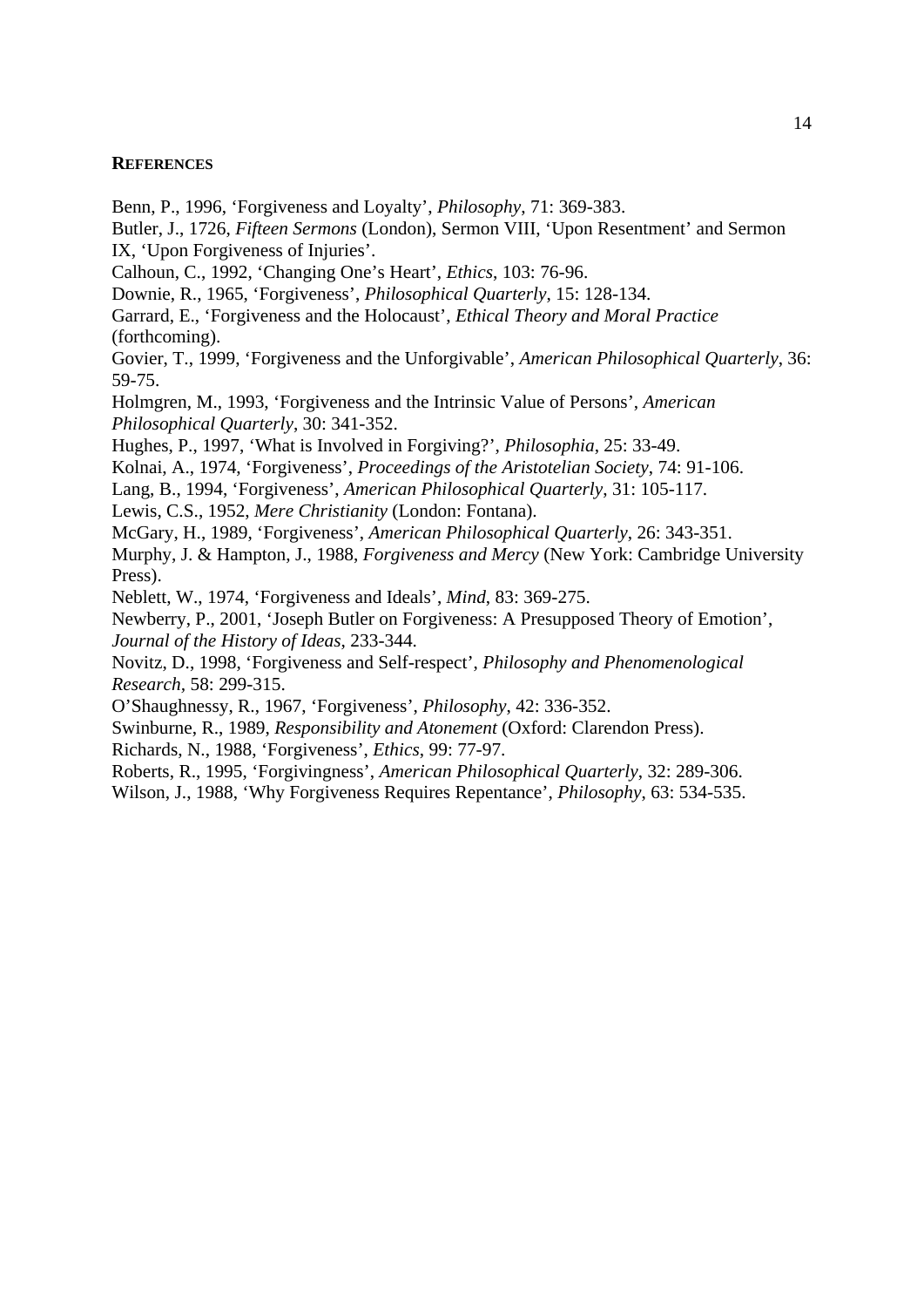**REFERENCES**

Benn, P., 1996, 'Forgiveness and Loyalty', *Philosophy*, 71: 369-383.
Butler, J., 1726, *Fifteen Sermons* (London), Sermon VIII, 'Upon Resentment' and Sermon IX, 'Upon Forgiveness of Injuries'.
Calhoun, C., 1992, 'Changing One's Heart', *Ethics*, 103: 76-96.
Downie, R., 1965, 'Forgiveness', *Philosophical Quarterly*, 15: 128-134.
Garrard, E., 'Forgiveness and the Holocaust', *Ethical Theory and Moral Practice* (forthcoming).
Govier, T., 1999, 'Forgiveness and the Unforgivable', *American Philosophical Quarterly*, 36: 59-75.
Holmgren, M., 1993, 'Forgiveness and the Intrinsic Value of Persons', *American Philosophical Quarterly*, 30: 341-352.
Hughes, P., 1997, 'What is Involved in Forgiving?', *Philosophia*, 25: 33-49.
Kolnai, A., 1974, 'Forgiveness', *Proceedings of the Aristotelian Society*, 74: 91-106.
Lang, B., 1994, 'Forgiveness', *American Philosophical Quarterly*, 31: 105-117.
Lewis, C.S., 1952, *Mere Christianity* (London: Fontana).
McGary, H., 1989, 'Forgiveness', *American Philosophical Quarterly*, 26: 343-351.
Murphy, J. & Hampton, J., 1988, *Forgiveness and Mercy* (New York: Cambridge University Press).
Neblett, W., 1974, 'Forgiveness and Ideals', *Mind*, 83: 369-275.
Newberry, P., 2001, 'Joseph Butler on Forgiveness: A Presupposed Theory of Emotion', *Journal of the History of Ideas*, 233-344.
Novitz, D., 1998, 'Forgiveness and Self-respect', *Philosophy and Phenomenological Research*, 58: 299-315.
O'Shaughnessy, R., 1967, 'Forgiveness', *Philosophy*, 42: 336-352.
Swinburne, R., 1989, *Responsibility and Atonement* (Oxford: Clarendon Press).
Richards, N., 1988, 'Forgiveness', *Ethics*, 99: 77-97.
Roberts, R., 1995, 'Forgivingness', *American Philosophical Quarterly*, 32: 289-306.
Wilson, J., 1988, 'Why Forgiveness Requires Repentance', *Philosophy*, 63: 534-535.